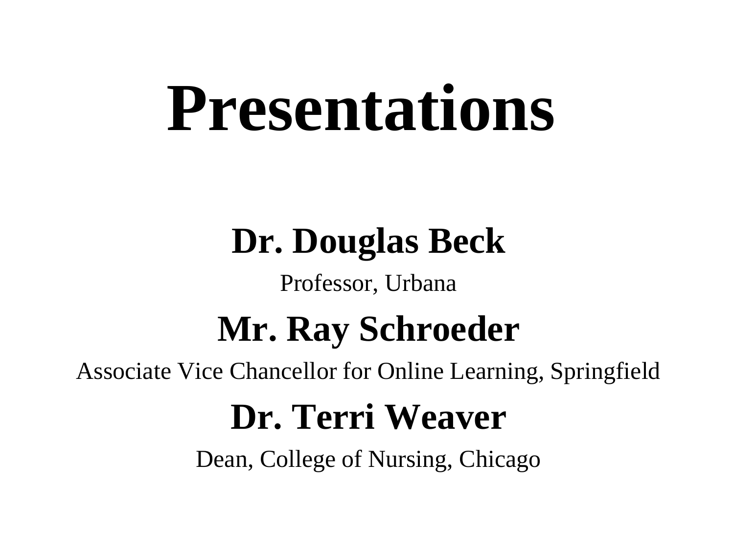# Presentations

**Dr. Douglas Beck**

Professor, Urbana

**Mr. Ray Schroeder**

Associate Vice Chancellor for Online Learning, Springfield

**Dr. Terri Weaver**

Dean, College of Nursing, Chicago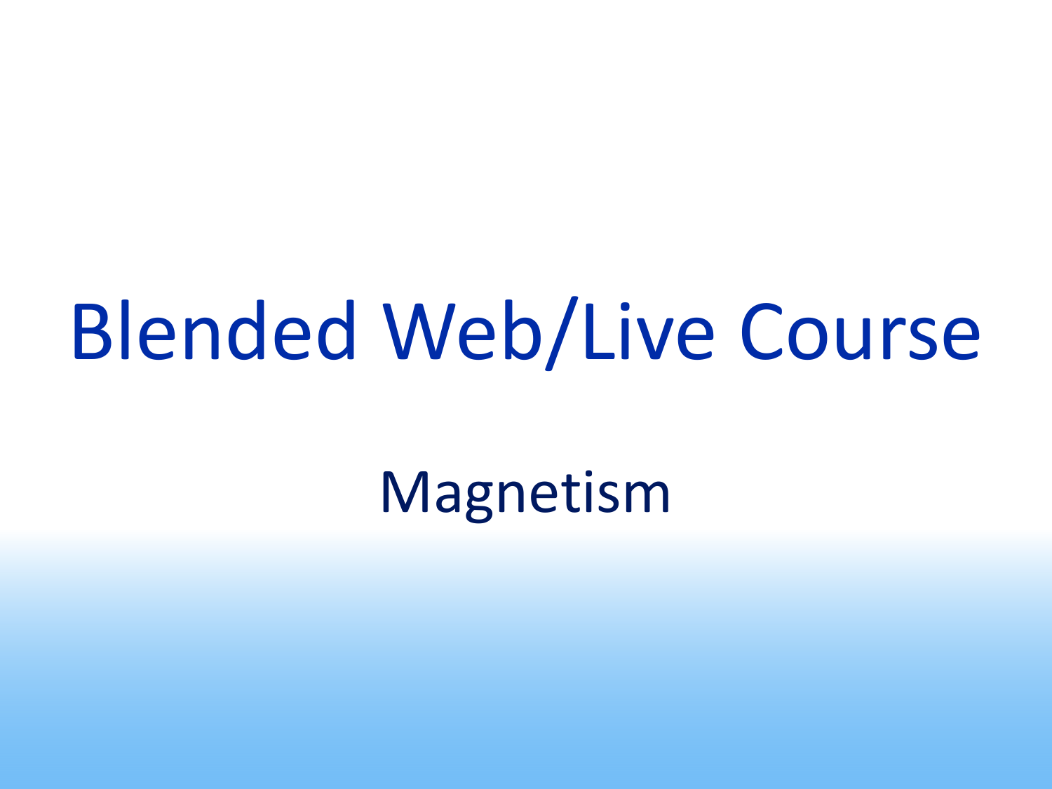# Blended Web/Live Course

## Magnetism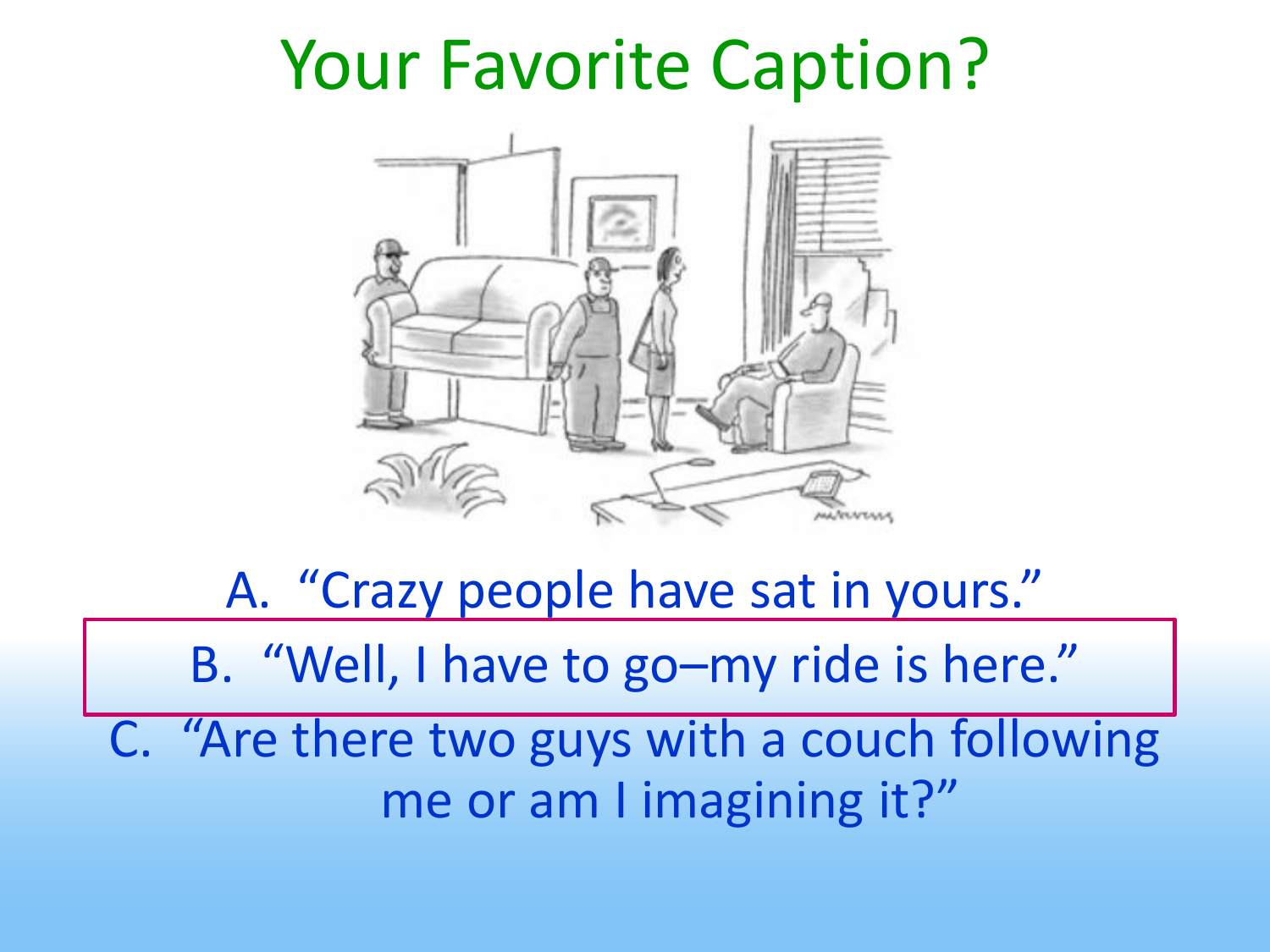# Your Favorite Caption?

A. "Crazy people have sat in yours."

B. "Well, I have to go–my ride is here."

C. "Are there two guys with a couch following me or am I imagining it?"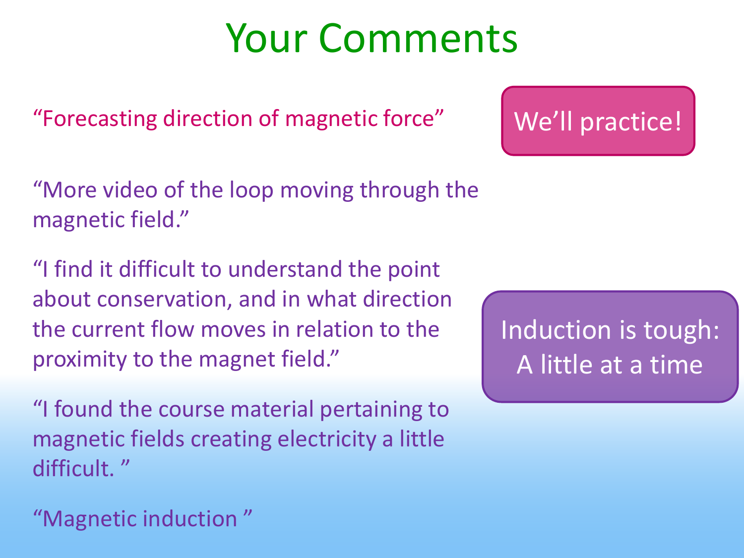# Your Comments

"Forecasting direction of magnetic force"

We'll practice!

"More video of the loop moving through the magnetic field."

"I find it difficult to understand the point about conservation, and in what direction the current flow moves in relation to the proximity to the magnet field."

"I found the course material pertaining to magnetic fields creating electricity a little difficult. "

"Magnetic induction "

Induction is tough: A little at a time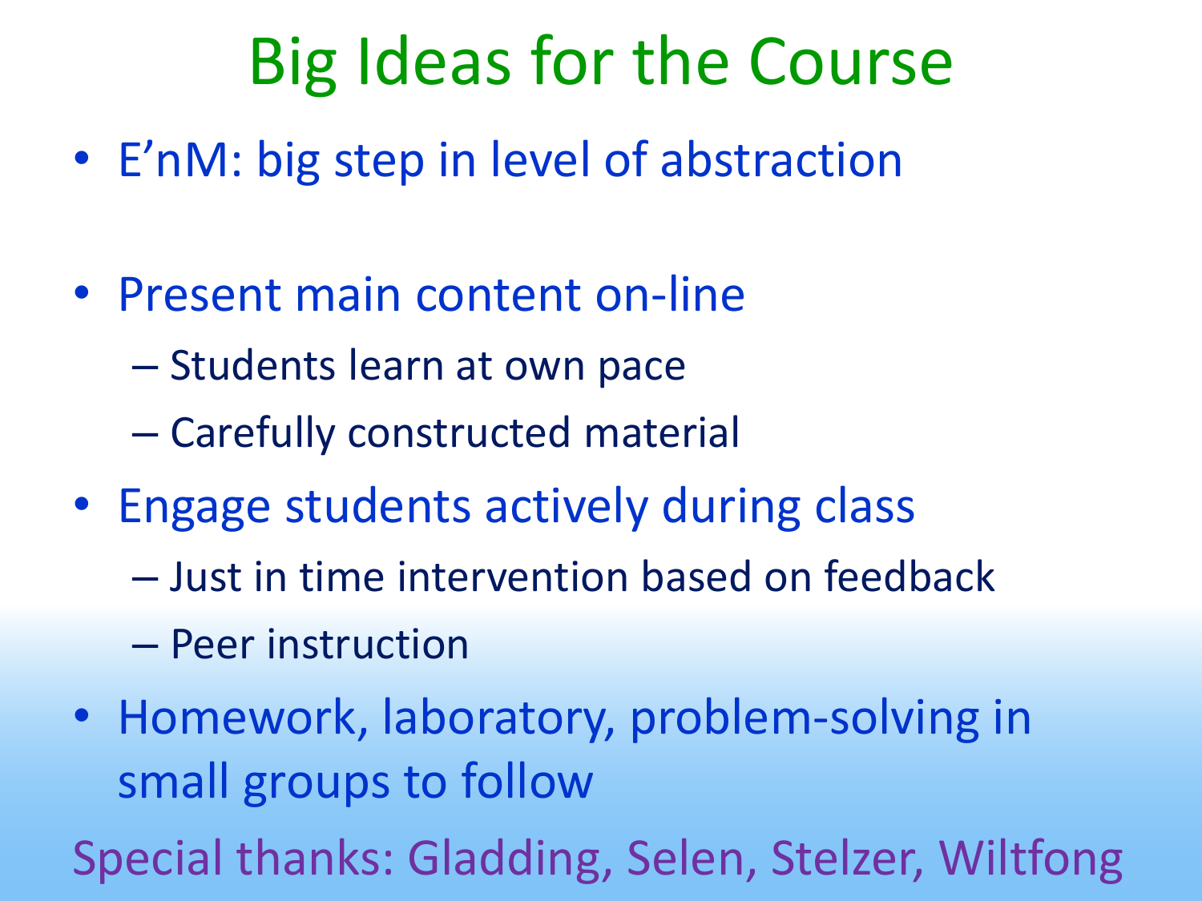# Big Ideas for the Course

- E'nM: big step in level of abstraction
- Present main content on-line
  - Students learn at own pace
  - Carefully constructed material
- Engage students actively during class
  - Just in time intervention based on feedback
  - Peer instruction
- Homework, laboratory, problem-solving in small groups to follow

Special thanks: Gladding, Selen, Stelzer, Wiltfong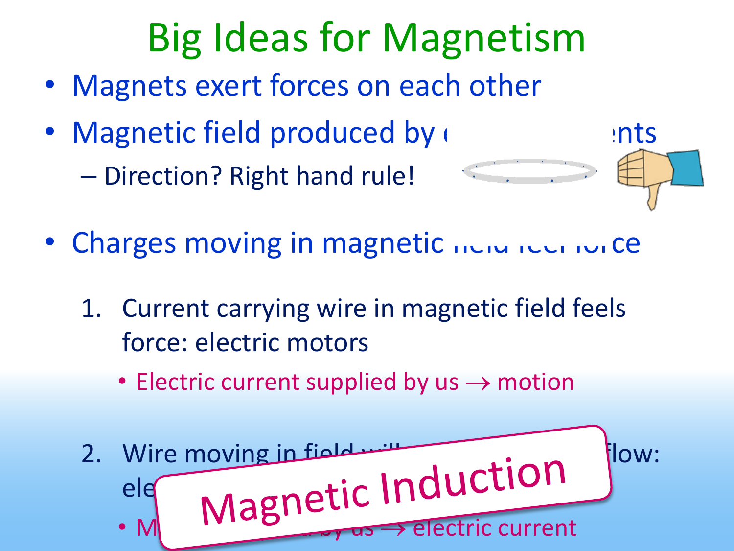# Big Ideas for Magnetism

- Magnets exert forces on each other
- Magnetic field produced by ( ents
  - Direction? Right hand rule!
- Charges moving in magnetic ce

1. Current carrying wire in magnetic field feels force: electric motors
   - Electric current supplied by us → motion
2. Wire moving in field wi flow: ele
   - M by us → electric current

Magnetic Induction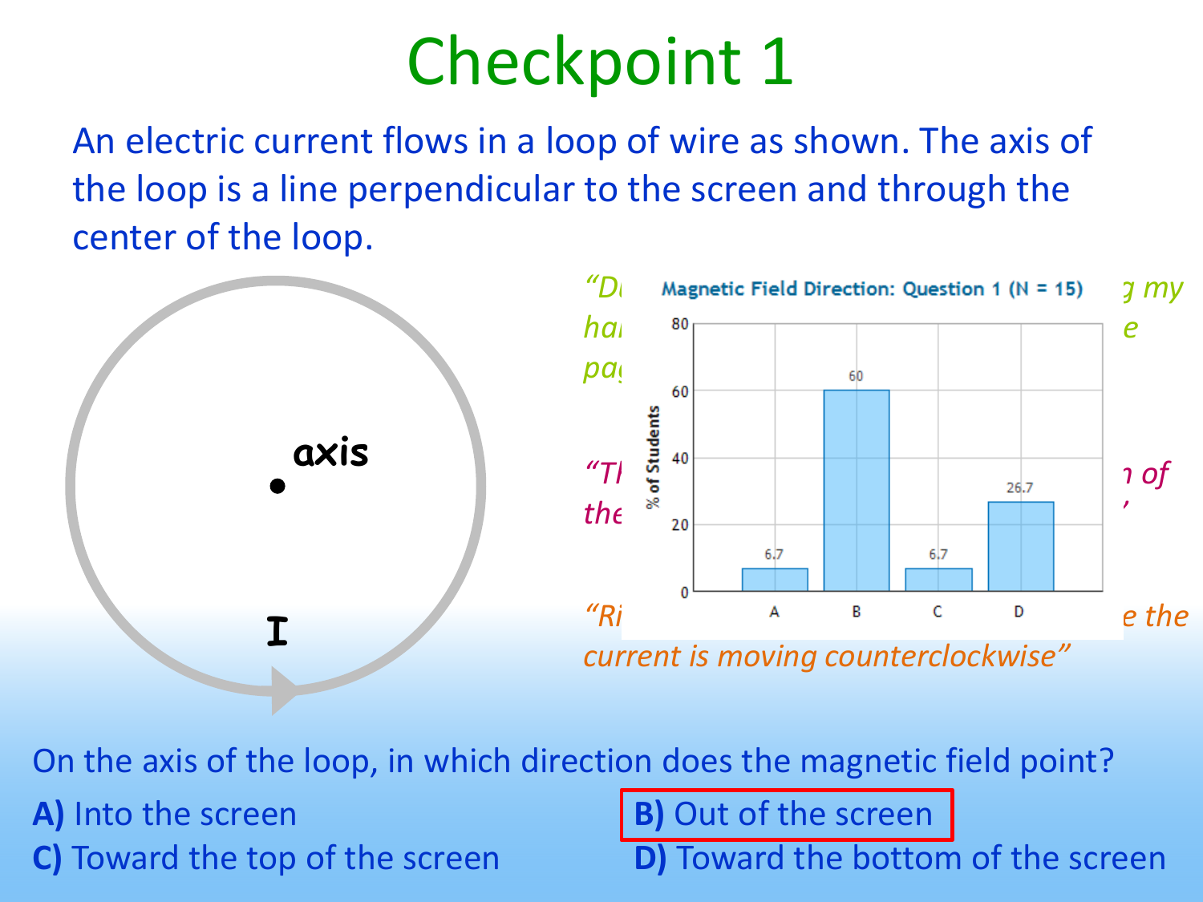# Checkpoint 1

An electric current flows in a loop of wire as shown. The axis of the loop is a line perpendicular to the screen and through the center of the loop.

axis

I

*"D... ...g my ha... ...e pa..."*

*"Th... ...n of the... ...'"*

*"Ri... ...e the current is moving counterclockwise"*

**Magnetic Field Direction: Question 1 (N = 15)**

| Answer | % of Students |
|---|---|
| A | 6.7 |
| B | 60 |
| C | 6.7 |
| D | 26.7 |

On the axis of the loop, in which direction does the magnetic field point?

**A)** Into the screen

**B)** Out of the screen

**C)** Toward the top of the screen

**D)** Toward the bottom of the screen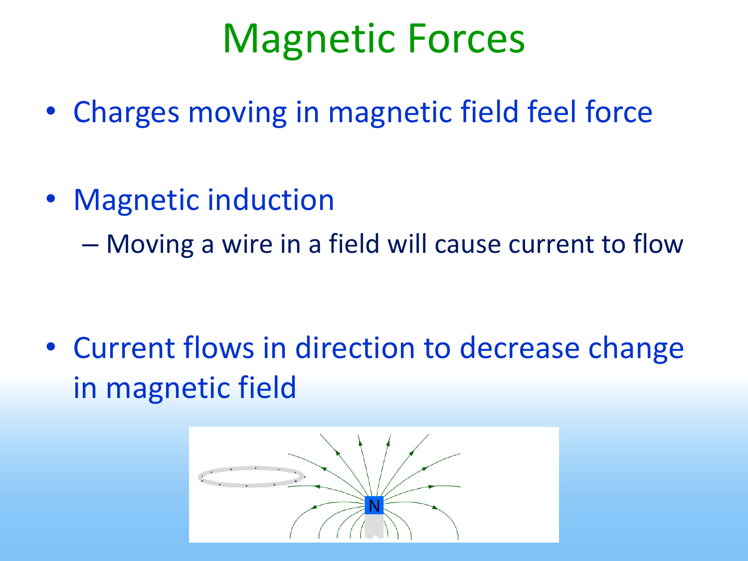# Magnetic Forces

- Charges moving in magnetic field feel force

- Magnetic induction
  - Moving a wire in a field will cause current to flow

- Current flows in direction to decrease change in magnetic field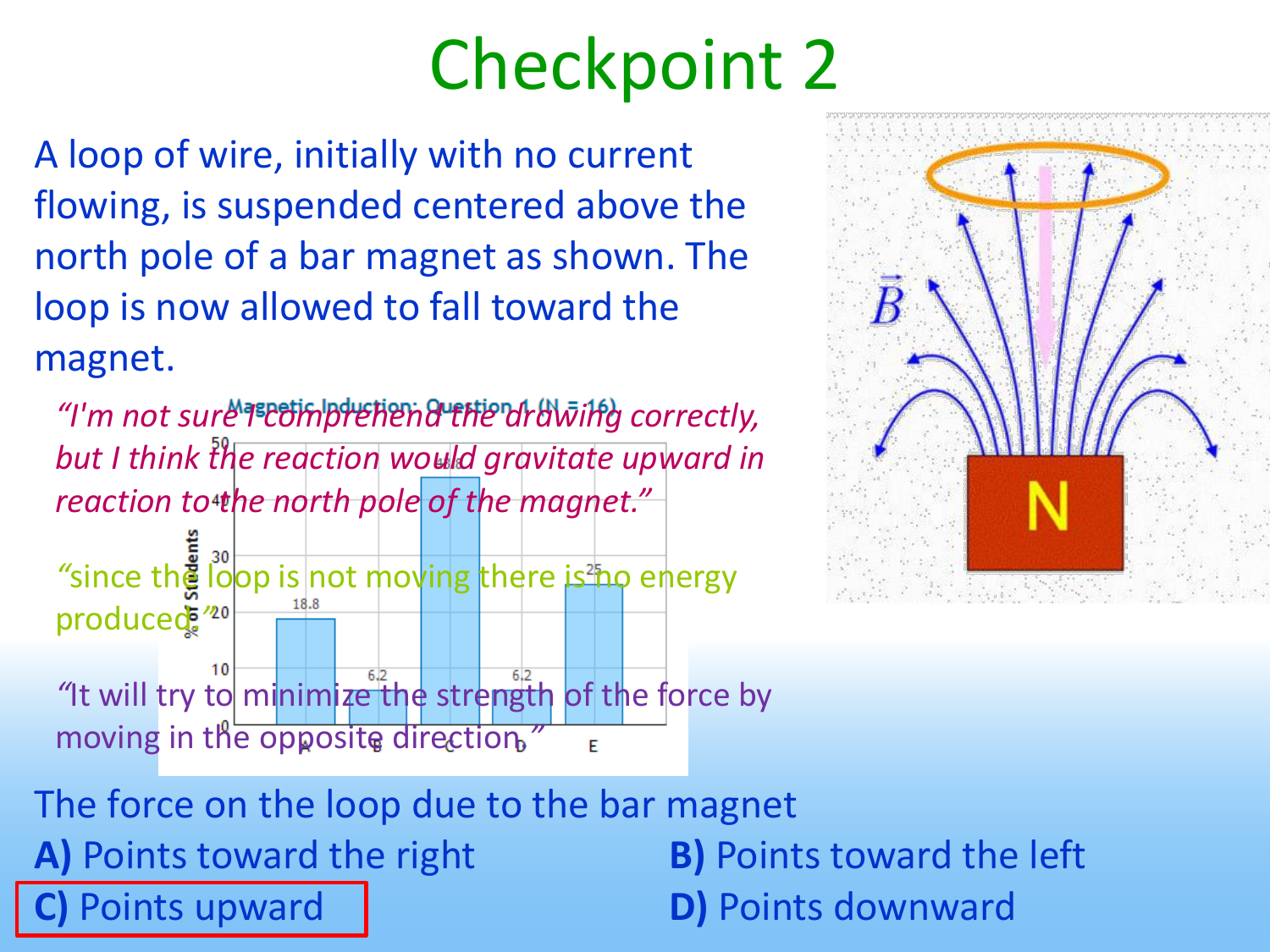# Checkpoint 2

A loop of wire, initially with no current flowing, is suspended centered above the north pole of a bar magnet as shown. The loop is now allowed to fall toward the magnet.

*"I'm not sure I comprehend the drawing correctly, but I think the reaction would gravitate upward in reaction to the north pole of the magnet."*

*"since the loop is not moving there is no energy produced"*

*"It will try to minimize the strength of the force by moving in the opposite direction."*

Magnetic Induction: Question 1 (N = 16)

| Answer | % of Students |
| --- | --- |
| A | 18.8 |
| B | 6.2 |
| C | 43.8 |
| D | 6.2 |
| E | 25 |

The force on the loop due to the bar magnet

**A)** Points toward the right

**B)** Points toward the left

**C)** Points upward

**D)** Points downward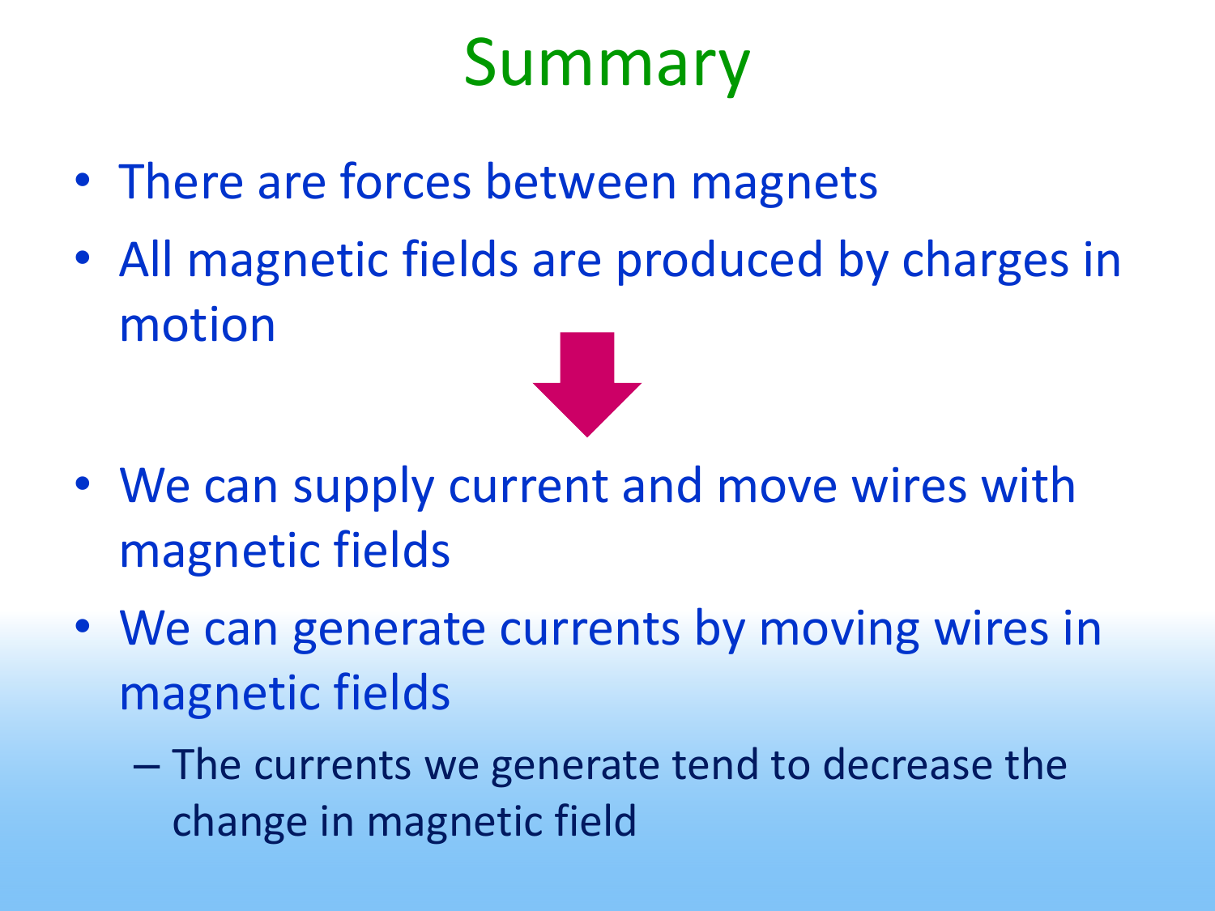# Summary

- There are forces between magnets
- All magnetic fields are produced by charges in motion

- We can supply current and move wires with magnetic fields
- We can generate currents by moving wires in magnetic fields
  - The currents we generate tend to decrease the change in magnetic field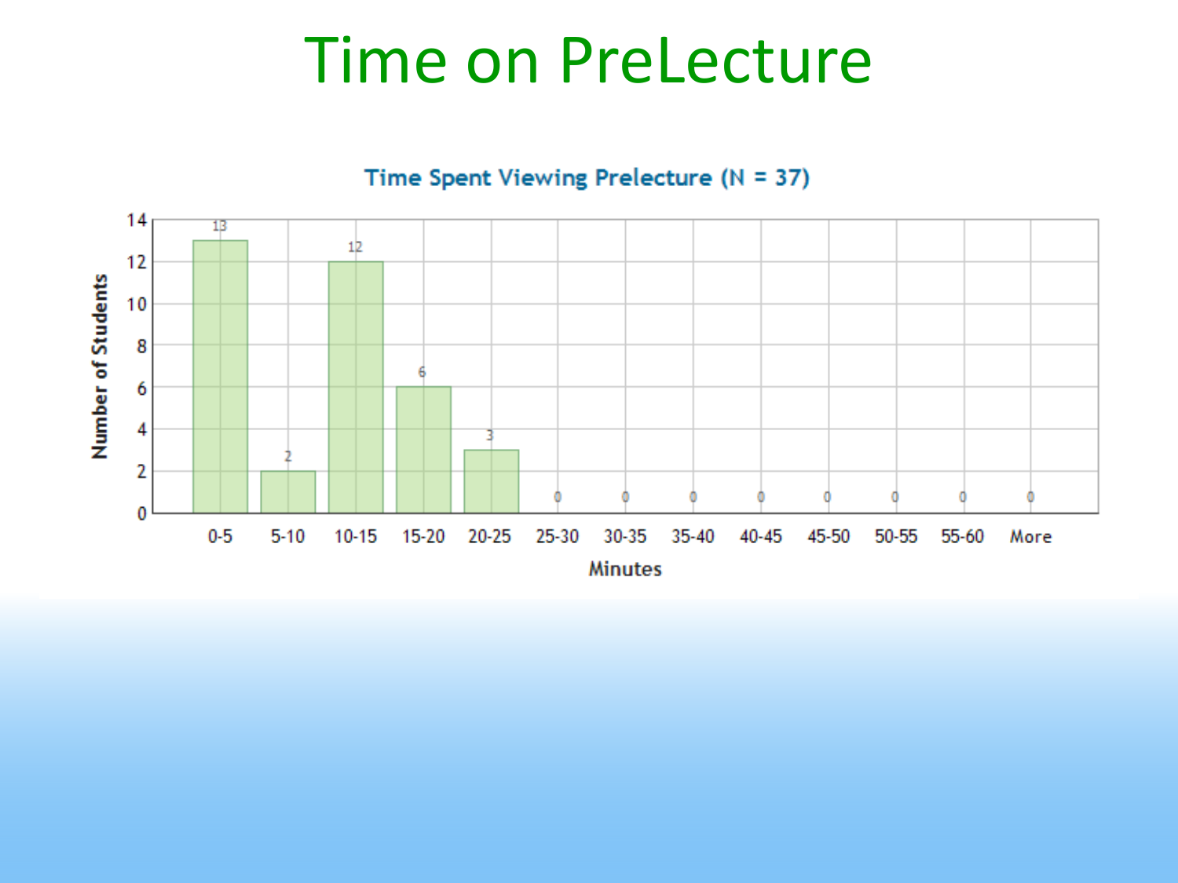# Time on PreLecture

Time Spent Viewing Prelecture (N = 37)

Number of Students

14
12
10
8
6
4
2
0

13
2
12
6
3
0
0
0
0
0
0
0
0

0-5
5-10
10-15
15-20
20-25
25-30
30-35
35-40
40-45
45-50
50-55
55-60
More

Minutes